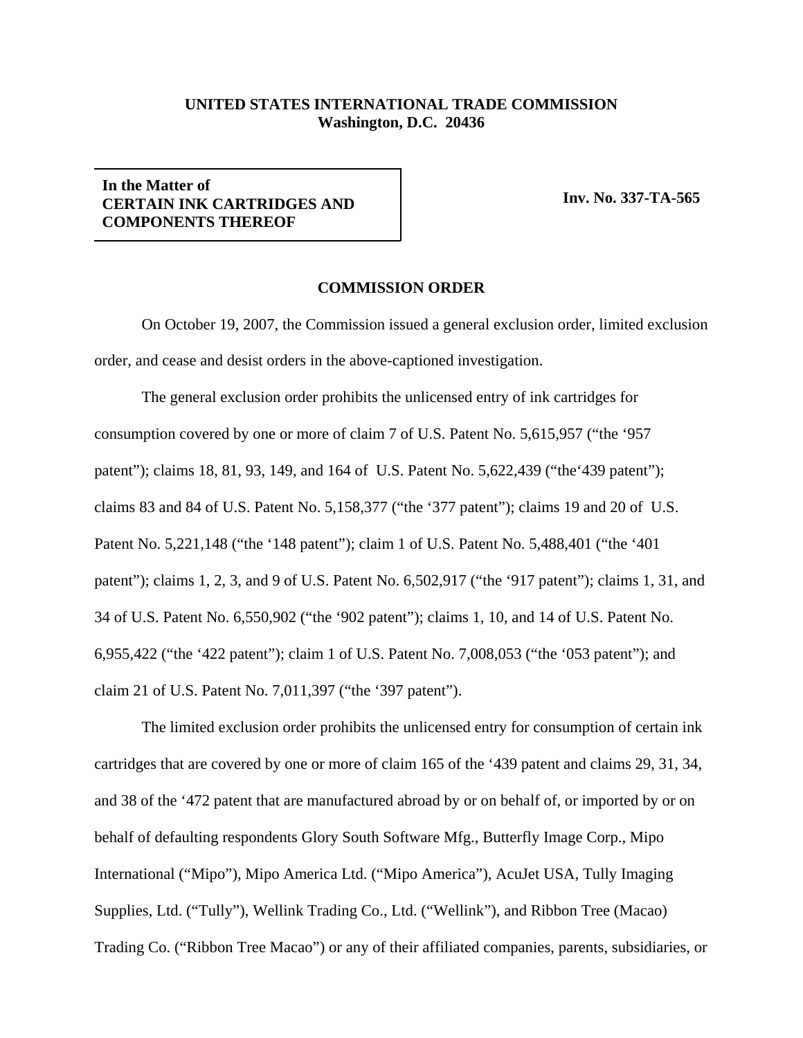**UNITED STATES INTERNATIONAL TRADE COMMISSION**
**Washington, D.C. 20436**

**In the Matter of**
**CERTAIN INK CARTRIDGES AND COMPONENTS THEREOF**

**Inv. No. 337-TA-565**

## COMMISSION ORDER

On October 19, 2007, the Commission issued a general exclusion order, limited exclusion order, and cease and desist orders in the above-captioned investigation.

The general exclusion order prohibits the unlicensed entry of ink cartridges for consumption covered by one or more of claim 7 of U.S. Patent No. 5,615,957 ("the '957 patent"); claims 18, 81, 93, 149, and 164 of U.S. Patent No. 5,622,439 ("the'439 patent"); claims 83 and 84 of U.S. Patent No. 5,158,377 ("the '377 patent"); claims 19 and 20 of U.S. Patent No. 5,221,148 ("the '148 patent"); claim 1 of U.S. Patent No. 5,488,401 ("the '401 patent"); claims 1, 2, 3, and 9 of U.S. Patent No. 6,502,917 ("the '917 patent"); claims 1, 31, and 34 of U.S. Patent No. 6,550,902 ("the '902 patent"); claims 1, 10, and 14 of U.S. Patent No. 6,955,422 ("the '422 patent"); claim 1 of U.S. Patent No. 7,008,053 ("the '053 patent"); and claim 21 of U.S. Patent No. 7,011,397 ("the '397 patent").

The limited exclusion order prohibits the unlicensed entry for consumption of certain ink cartridges that are covered by one or more of claim 165 of the '439 patent and claims 29, 31, 34, and 38 of the '472 patent that are manufactured abroad by or on behalf of, or imported by or on behalf of defaulting respondents Glory South Software Mfg., Butterfly Image Corp., Mipo International ("Mipo"), Mipo America Ltd. ("Mipo America"), AcuJet USA, Tully Imaging Supplies, Ltd. ("Tully"), Wellink Trading Co., Ltd. ("Wellink"), and Ribbon Tree (Macao) Trading Co. ("Ribbon Tree Macao") or any of their affiliated companies, parents, subsidiaries, or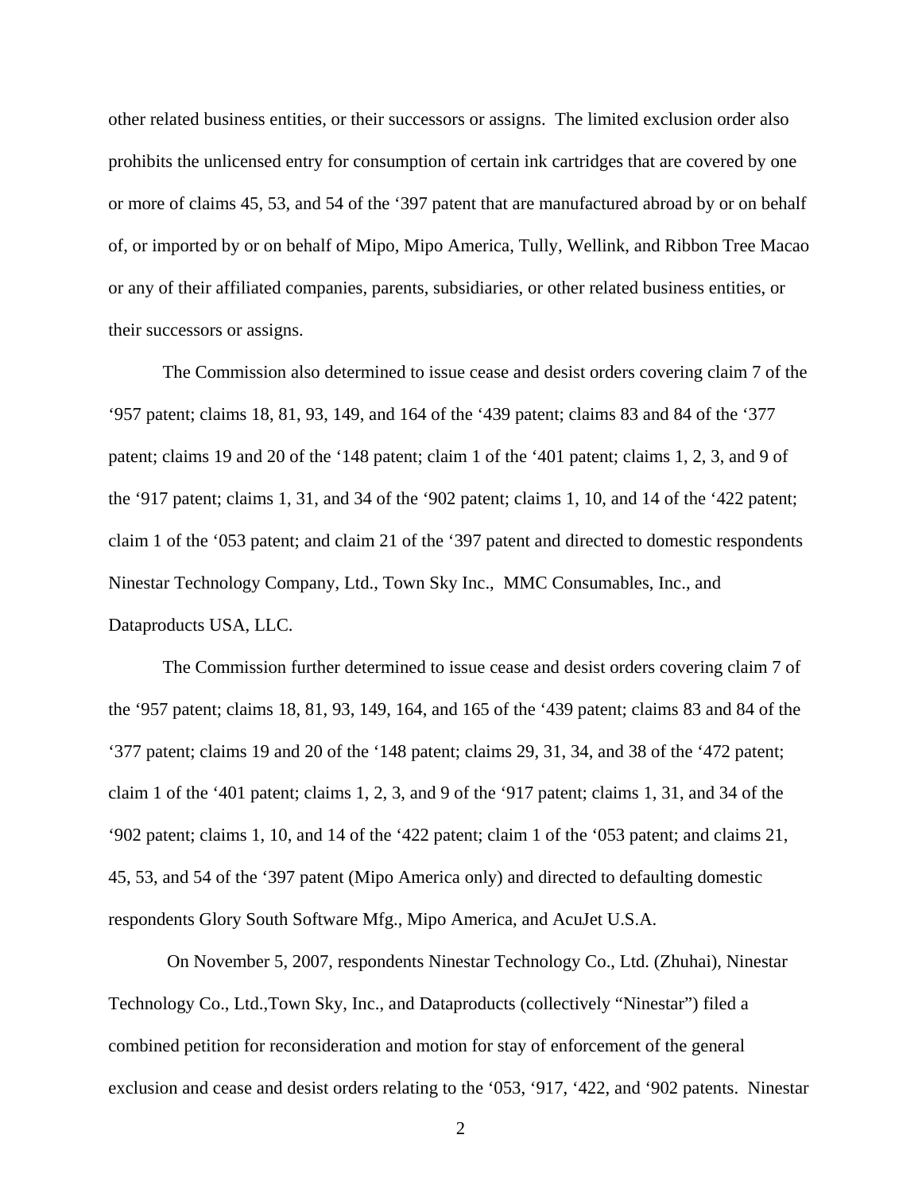other related business entities, or their successors or assigns. The limited exclusion order also prohibits the unlicensed entry for consumption of certain ink cartridges that are covered by one or more of claims 45, 53, and 54 of the '397 patent that are manufactured abroad by or on behalf of, or imported by or on behalf of Mipo, Mipo America, Tully, Wellink, and Ribbon Tree Macao or any of their affiliated companies, parents, subsidiaries, or other related business entities, or their successors or assigns.

The Commission also determined to issue cease and desist orders covering claim 7 of the '957 patent; claims 18, 81, 93, 149, and 164 of the '439 patent; claims 83 and 84 of the '377 patent; claims 19 and 20 of the '148 patent; claim 1 of the '401 patent; claims 1, 2, 3, and 9 of the '917 patent; claims 1, 31, and 34 of the '902 patent; claims 1, 10, and 14 of the '422 patent; claim 1 of the '053 patent; and claim 21 of the '397 patent and directed to domestic respondents Ninestar Technology Company, Ltd., Town Sky Inc., MMC Consumables, Inc., and Dataproducts USA, LLC.

The Commission further determined to issue cease and desist orders covering claim 7 of the '957 patent; claims 18, 81, 93, 149, 164, and 165 of the '439 patent; claims 83 and 84 of the '377 patent; claims 19 and 20 of the '148 patent; claims 29, 31, 34, and 38 of the '472 patent; claim 1 of the '401 patent; claims 1, 2, 3, and 9 of the '917 patent; claims 1, 31, and 34 of the '902 patent; claims 1, 10, and 14 of the '422 patent; claim 1 of the '053 patent; and claims 21, 45, 53, and 54 of the '397 patent (Mipo America only) and directed to defaulting domestic respondents Glory South Software Mfg., Mipo America, and AcuJet U.S.A.

On November 5, 2007, respondents Ninestar Technology Co., Ltd. (Zhuhai), Ninestar Technology Co., Ltd.,Town Sky, Inc., and Dataproducts (collectively "Ninestar") filed a combined petition for reconsideration and motion for stay of enforcement of the general exclusion and cease and desist orders relating to the '053, '917, '422, and '902 patents. Ninestar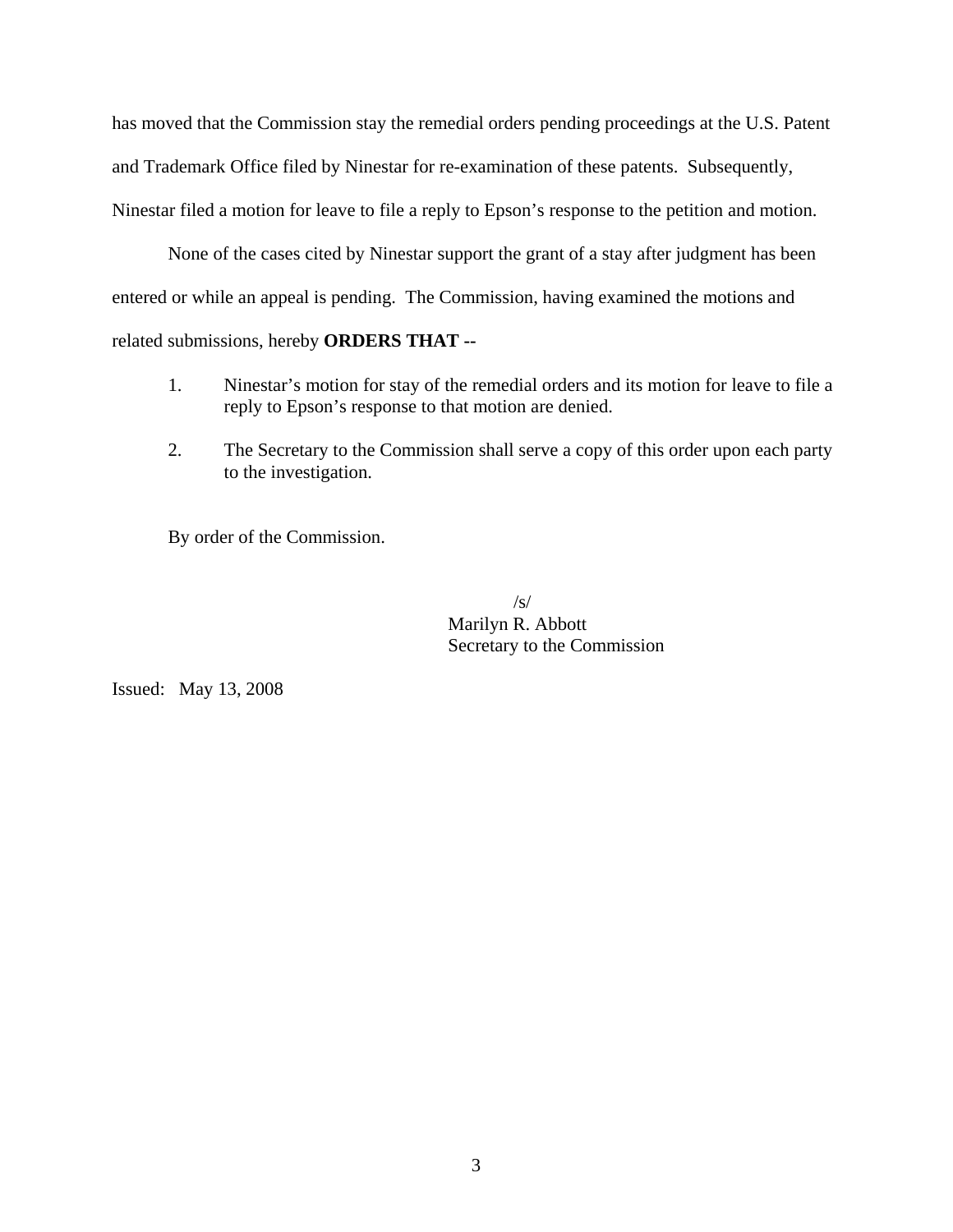has moved that the Commission stay the remedial orders pending proceedings at the U.S. Patent and Trademark Office filed by Ninestar for re-examination of these patents. Subsequently, Ninestar filed a motion for leave to file a reply to Epson's response to the petition and motion.

None of the cases cited by Ninestar support the grant of a stay after judgment has been entered or while an appeal is pending. The Commission, having examined the motions and related submissions, hereby **ORDERS THAT --**

1. Ninestar's motion for stay of the remedial orders and its motion for leave to file a reply to Epson's response to that motion are denied.

2. The Secretary to the Commission shall serve a copy of this order upon each party to the investigation.

By order of the Commission.

/s/
Marilyn R. Abbott
Secretary to the Commission

Issued: May 13, 2008